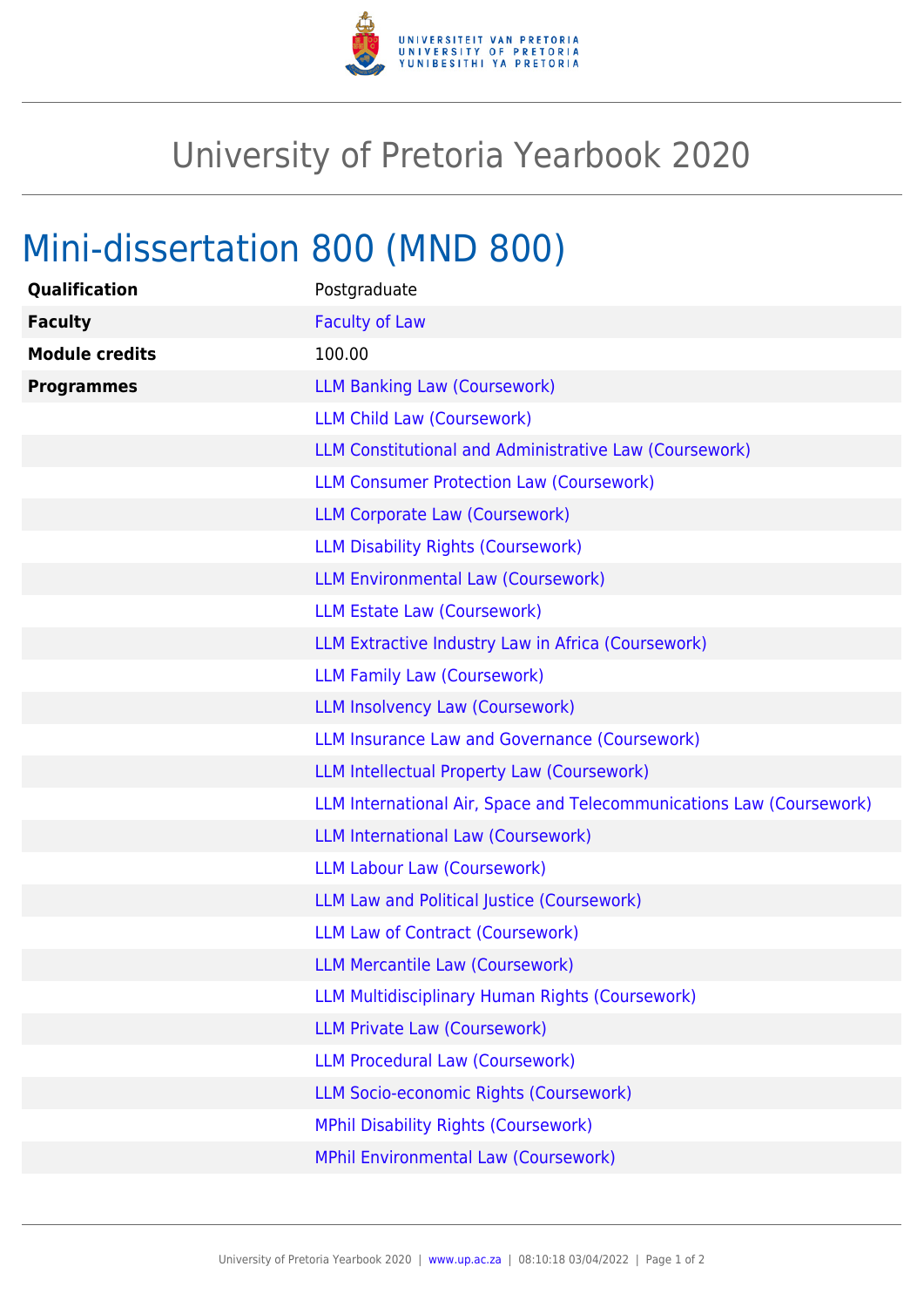# University of Pretoria Yearbook 2020

## Mini-dissertation 800 (MND 800)

| | |
|---|---|
| **Qualification** | Postgraduate |
| **Faculty** | Faculty of Law |
| **Module credits** | 100.00 |
| **Programmes** | LLM Banking Law (Coursework) |
| | LLM Child Law (Coursework) |
| | LLM Constitutional and Administrative Law (Coursework) |
| | LLM Consumer Protection Law (Coursework) |
| | LLM Corporate Law (Coursework) |
| | LLM Disability Rights (Coursework) |
| | LLM Environmental Law (Coursework) |
| | LLM Estate Law (Coursework) |
| | LLM Extractive Industry Law in Africa (Coursework) |
| | LLM Family Law (Coursework) |
| | LLM Insolvency Law (Coursework) |
| | LLM Insurance Law and Governance (Coursework) |
| | LLM Intellectual Property Law (Coursework) |
| | LLM International Air, Space and Telecommunications Law (Coursework) |
| | LLM International Law (Coursework) |
| | LLM Labour Law (Coursework) |
| | LLM Law and Political Justice (Coursework) |
| | LLM Law of Contract (Coursework) |
| | LLM Mercantile Law (Coursework) |
| | LLM Multidisciplinary Human Rights (Coursework) |
| | LLM Private Law (Coursework) |
| | LLM Procedural Law (Coursework) |
| | LLM Socio-economic Rights (Coursework) |
| | MPhil Disability Rights (Coursework) |
| | MPhil Environmental Law (Coursework) |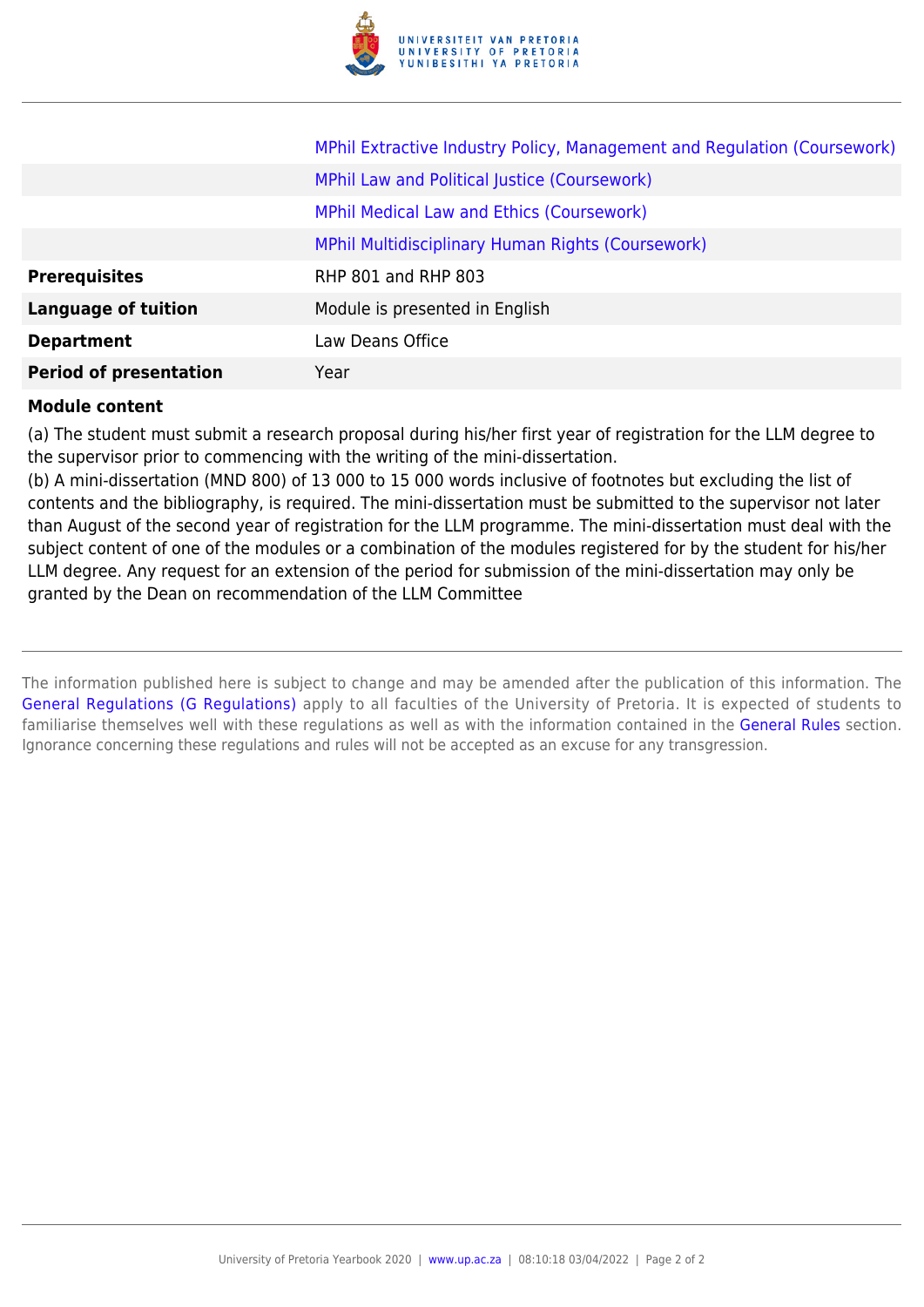| | |
|---|---|
| | MPhil Extractive Industry Policy, Management and Regulation (Coursework) |
| | MPhil Law and Political Justice (Coursework) |
| | MPhil Medical Law and Ethics (Coursework) |
| | MPhil Multidisciplinary Human Rights (Coursework) |
| **Prerequisites** | RHP 801 and RHP 803 |
| **Language of tuition** | Module is presented in English |
| **Department** | Law Deans Office |
| **Period of presentation** | Year |

**Module content**

(a) The student must submit a research proposal during his/her first year of registration for the LLM degree to the supervisor prior to commencing with the writing of the mini-dissertation.
(b) A mini-dissertation (MND 800) of 13 000 to 15 000 words inclusive of footnotes but excluding the list of contents and the bibliography, is required. The mini-dissertation must be submitted to the supervisor not later than August of the second year of registration for the LLM programme. The mini-dissertation must deal with the subject content of one of the modules or a combination of the modules registered for by the student for his/her LLM degree. Any request for an extension of the period for submission of the mini-dissertation may only be granted by the Dean on recommendation of the LLM Committee

The information published here is subject to change and may be amended after the publication of this information. The General Regulations (G Regulations) apply to all faculties of the University of Pretoria. It is expected of students to familiarise themselves well with these regulations as well as with the information contained in the General Rules section. Ignorance concerning these regulations and rules will not be accepted as an excuse for any transgression.